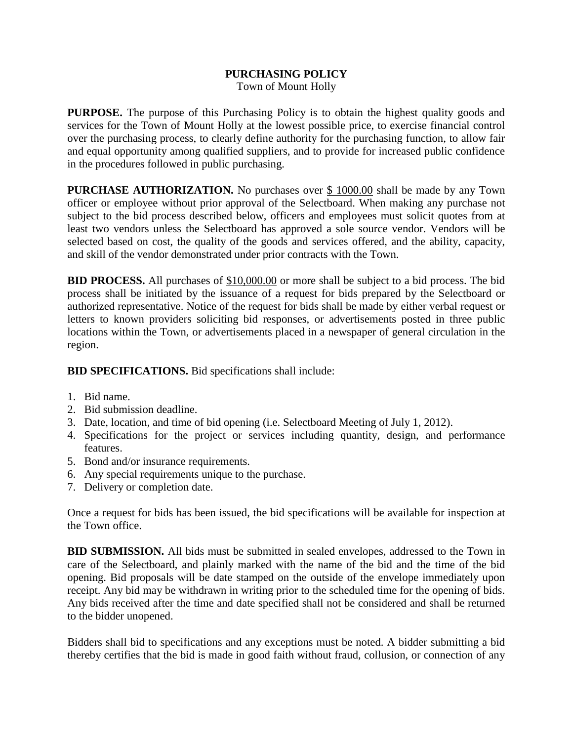# PURCHASING POLICY

Town of Mount Holly

**PURPOSE.** The purpose of this Purchasing Policy is to obtain the highest quality goods and services for the Town of Mount Holly at the lowest possible price, to exercise financial control over the purchasing process, to clearly define authority for the purchasing function, to allow fair and equal opportunity among qualified suppliers, and to provide for increased public confidence in the procedures followed in public purchasing.

**PURCHASE AUTHORIZATION.** No purchases over $ 1000.00 shall be made by any Town officer or employee without prior approval of the Selectboard. When making any purchase not subject to the bid process described below, officers and employees must solicit quotes from at least two vendors unless the Selectboard has approved a sole source vendor. Vendors will be selected based on cost, the quality of the goods and services offered, and the ability, capacity, and skill of the vendor demonstrated under prior contracts with the Town.

**BID PROCESS.** All purchases of $10,000.00 or more shall be subject to a bid process. The bid process shall be initiated by the issuance of a request for bids prepared by the Selectboard or authorized representative. Notice of the request for bids shall be made by either verbal request or letters to known providers soliciting bid responses, or advertisements posted in three public locations within the Town, or advertisements placed in a newspaper of general circulation in the region.

**BID SPECIFICATIONS.** Bid specifications shall include:

1. Bid name.
2. Bid submission deadline.
3. Date, location, and time of bid opening (i.e. Selectboard Meeting of July 1, 2012).
4. Specifications for the project or services including quantity, design, and performance features.
5. Bond and/or insurance requirements.
6. Any special requirements unique to the purchase.
7. Delivery or completion date.

Once a request for bids has been issued, the bid specifications will be available for inspection at the Town office.

**BID SUBMISSION.** All bids must be submitted in sealed envelopes, addressed to the Town in care of the Selectboard, and plainly marked with the name of the bid and the time of the bid opening. Bid proposals will be date stamped on the outside of the envelope immediately upon receipt. Any bid may be withdrawn in writing prior to the scheduled time for the opening of bids. Any bids received after the time and date specified shall not be considered and shall be returned to the bidder unopened.

Bidders shall bid to specifications and any exceptions must be noted. A bidder submitting a bid thereby certifies that the bid is made in good faith without fraud, collusion, or connection of any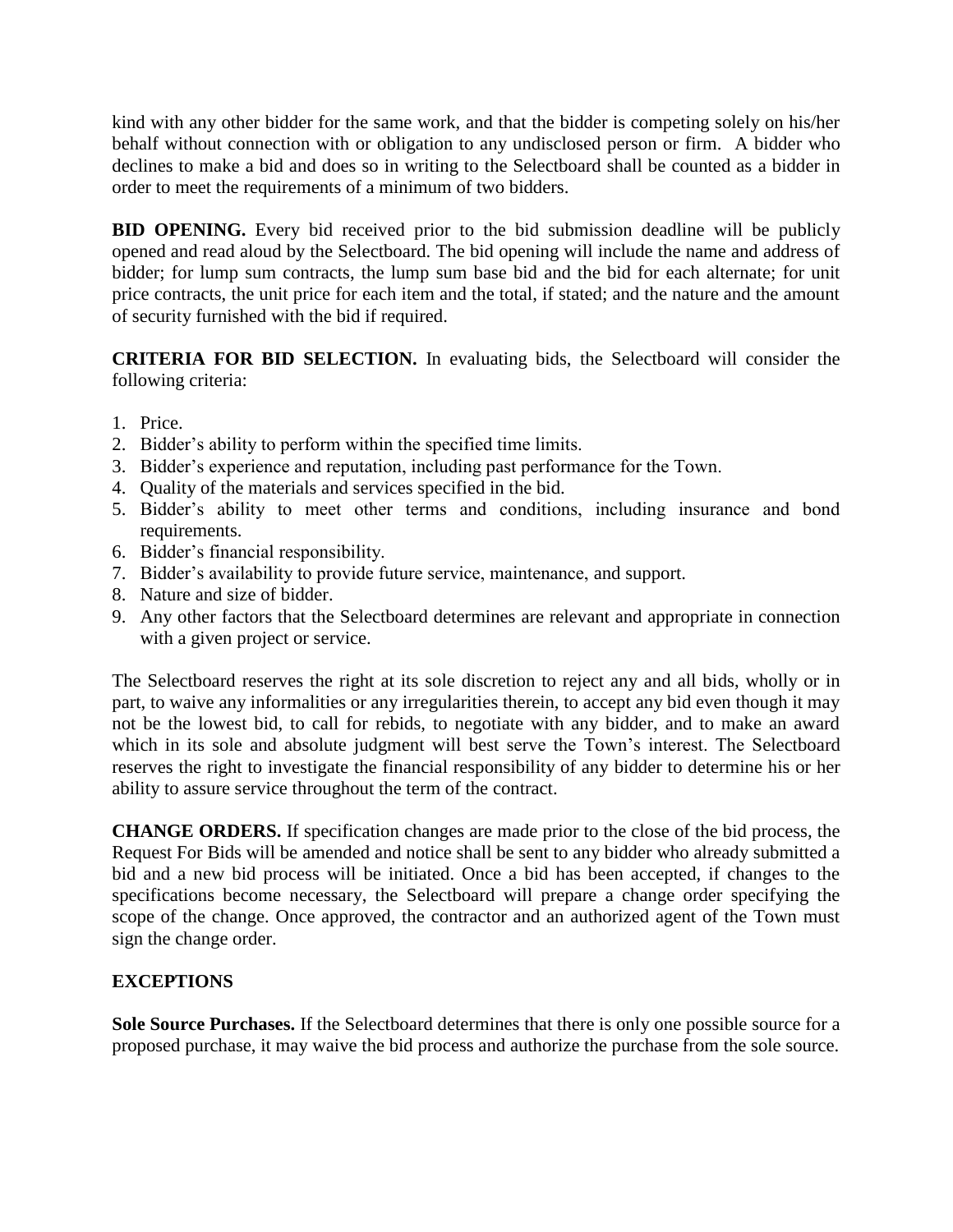kind with any other bidder for the same work, and that the bidder is competing solely on his/her behalf without connection with or obligation to any undisclosed person or firm. A bidder who declines to make a bid and does so in writing to the Selectboard shall be counted as a bidder in order to meet the requirements of a minimum of two bidders.

**BID OPENING.** Every bid received prior to the bid submission deadline will be publicly opened and read aloud by the Selectboard. The bid opening will include the name and address of bidder; for lump sum contracts, the lump sum base bid and the bid for each alternate; for unit price contracts, the unit price for each item and the total, if stated; and the nature and the amount of security furnished with the bid if required.

**CRITERIA FOR BID SELECTION.** In evaluating bids, the Selectboard will consider the following criteria:

1. Price.
2. Bidder's ability to perform within the specified time limits.
3. Bidder's experience and reputation, including past performance for the Town.
4. Quality of the materials and services specified in the bid.
5. Bidder's ability to meet other terms and conditions, including insurance and bond requirements.
6. Bidder's financial responsibility.
7. Bidder's availability to provide future service, maintenance, and support.
8. Nature and size of bidder.
9. Any other factors that the Selectboard determines are relevant and appropriate in connection with a given project or service.

The Selectboard reserves the right at its sole discretion to reject any and all bids, wholly or in part, to waive any informalities or any irregularities therein, to accept any bid even though it may not be the lowest bid, to call for rebids, to negotiate with any bidder, and to make an award which in its sole and absolute judgment will best serve the Town's interest. The Selectboard reserves the right to investigate the financial responsibility of any bidder to determine his or her ability to assure service throughout the term of the contract.

**CHANGE ORDERS.** If specification changes are made prior to the close of the bid process, the Request For Bids will be amended and notice shall be sent to any bidder who already submitted a bid and a new bid process will be initiated. Once a bid has been accepted, if changes to the specifications become necessary, the Selectboard will prepare a change order specifying the scope of the change. Once approved, the contractor and an authorized agent of the Town must sign the change order.

**EXCEPTIONS**

**Sole Source Purchases.** If the Selectboard determines that there is only one possible source for a proposed purchase, it may waive the bid process and authorize the purchase from the sole source.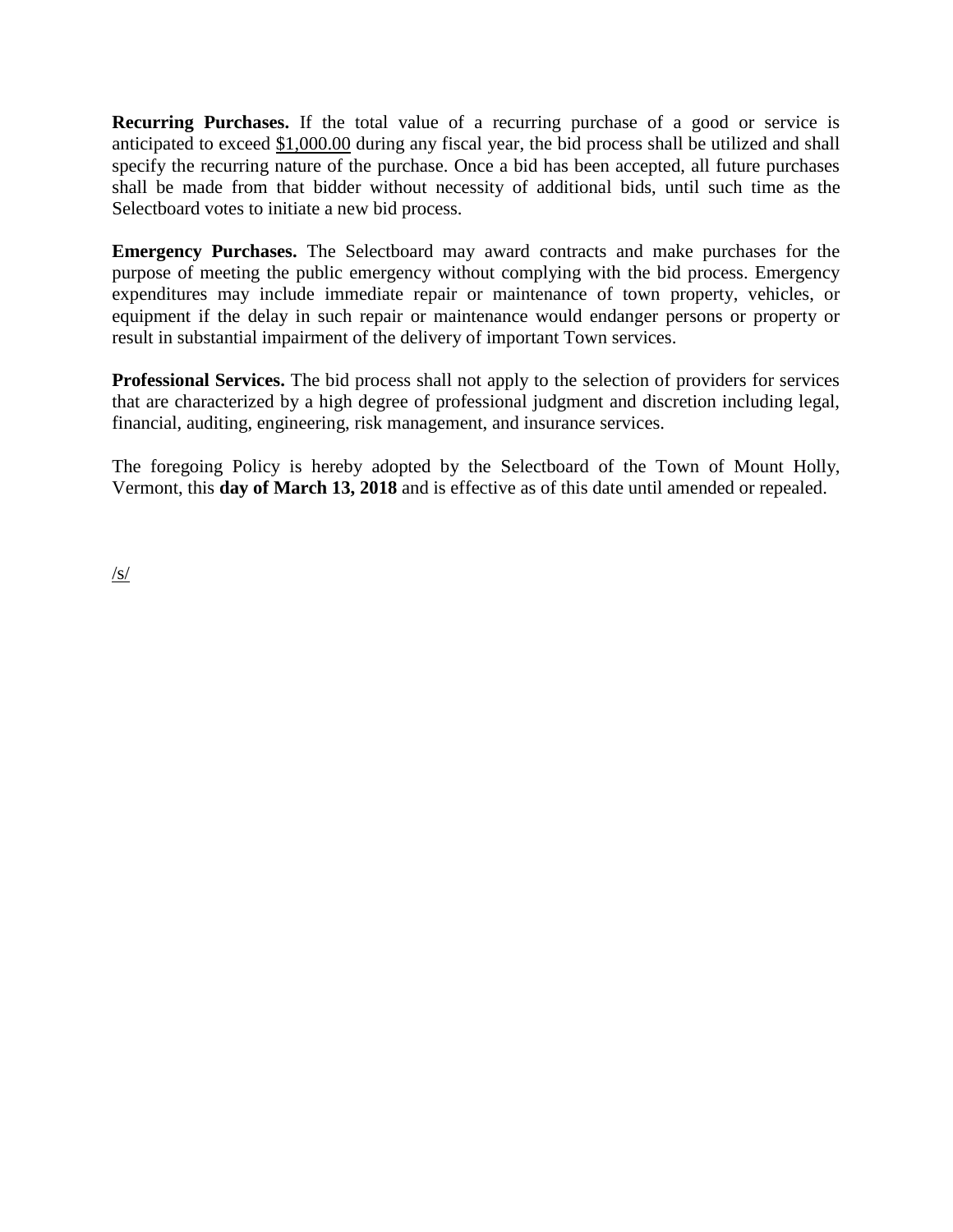**Recurring Purchases.** If the total value of a recurring purchase of a good or service is anticipated to exceed $1,000.00 during any fiscal year, the bid process shall be utilized and shall specify the recurring nature of the purchase. Once a bid has been accepted, all future purchases shall be made from that bidder without necessity of additional bids, until such time as the Selectboard votes to initiate a new bid process.

**Emergency Purchases.** The Selectboard may award contracts and make purchases for the purpose of meeting the public emergency without complying with the bid process. Emergency expenditures may include immediate repair or maintenance of town property, vehicles, or equipment if the delay in such repair or maintenance would endanger persons or property or result in substantial impairment of the delivery of important Town services.

**Professional Services.** The bid process shall not apply to the selection of providers for services that are characterized by a high degree of professional judgment and discretion including legal, financial, auditing, engineering, risk management, and insurance services.

The foregoing Policy is hereby adopted by the Selectboard of the Town of Mount Holly, Vermont, this **day of March 13, 2018** and is effective as of this date until amended or repealed.

/s/